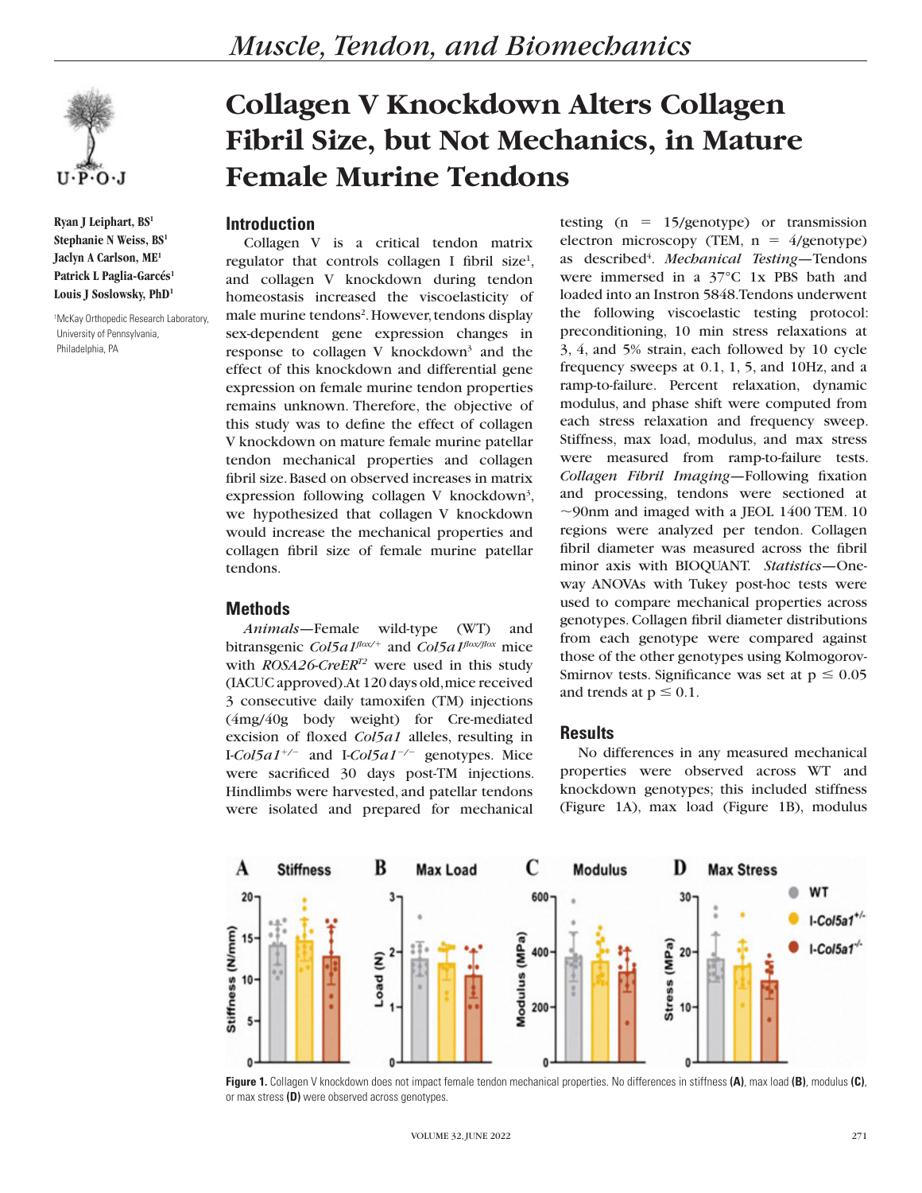# Collagen V Knockdown Alters Collagen Fibril Size, but Not Mechanics, in Mature Female Murine Tendons

**Ryan J Leiphart, BS[1]**
**Stephanie N Weiss, BS[1]**
**Jaclyn A Carlson, ME[1]**
**Patrick L Paglia-Garcés[1]**
**Louis J Soslowsky, PhD[1]**

[1]McKay Orthopedic Research Laboratory, University of Pennsylvania, Philadelphia, PA

## Introduction

Collagen V is a critical tendon matrix regulator that controls collagen I fibril size[1], and collagen V knockdown during tendon homeostasis increased the viscoelasticity of male murine tendons[2]. However, tendons display sex-dependent gene expression changes in response to collagen V knockdown[3] and the effect of this knockdown and differential gene expression on female murine tendon properties remains unknown. Therefore, the objective of this study was to define the effect of collagen V knockdown on mature female murine patellar tendon mechanical properties and collagen fibril size. Based on observed increases in matrix expression following collagen V knockdown[3], we hypothesized that collagen V knockdown would increase the mechanical properties and collagen fibril size of female murine patellar tendons.

## Methods

*Animals*—Female wild-type (WT) and bitransgenic *Col5a1*$^{flox/+}$ and *Col5a1*$^{flox/flox}$ mice with *ROSA26-CreER*$^{T2}$ were used in this study (IACUC approved). At 120 days old, mice received 3 consecutive daily tamoxifen (TM) injections (4mg/40g body weight) for Cre-mediated excision of floxed *Col5a1* alleles, resulting in I-*Col5a1*$^{+/-}$ and I-*Col5a1*$^{-/-}$ genotypes. Mice were sacrificed 30 days post-TM injections. Hindlimbs were harvested, and patellar tendons were isolated and prepared for mechanical testing (n = 15/genotype) or transmission electron microscopy (TEM, n = 4/genotype) as described[4]. *Mechanical Testing*—Tendons were immersed in a 37°C 1x PBS bath and loaded into an Instron 5848. Tendons underwent the following viscoelastic testing protocol: preconditioning, 10 min stress relaxations at 3, 4, and 5% strain, each followed by 10 cycle frequency sweeps at 0.1, 1, 5, and 10Hz, and a ramp-to-failure. Percent relaxation, dynamic modulus, and phase shift were computed from each stress relaxation and frequency sweep. Stiffness, max load, modulus, and max stress were measured from ramp-to-failure tests. *Collagen Fibril Imaging*—Following fixation and processing, tendons were sectioned at ~90nm and imaged with a JEOL 1400 TEM. 10 regions were analyzed per tendon. Collagen fibril diameter was measured across the fibril minor axis with BIOQUANT. *Statistics*—One-way ANOVAs with Tukey post-hoc tests were used to compare mechanical properties across genotypes. Collagen fibril diameter distributions from each genotype were compared against those of the other genotypes using Kolmogorov-Smirnov tests. Significance was set at $p \leq 0.05$ and trends at $p \leq 0.1$.

## Results

No differences in any measured mechanical properties were observed across WT and knockdown genotypes; this included stiffness (Figure 1A), max load (Figure 1B), modulus

**Figure 1.** Collagen V knockdown does not impact female tendon mechanical properties. No differences in stiffness **(A)**, max load **(B)**, modulus **(C)**, or max stress **(D)** were observed across genotypes.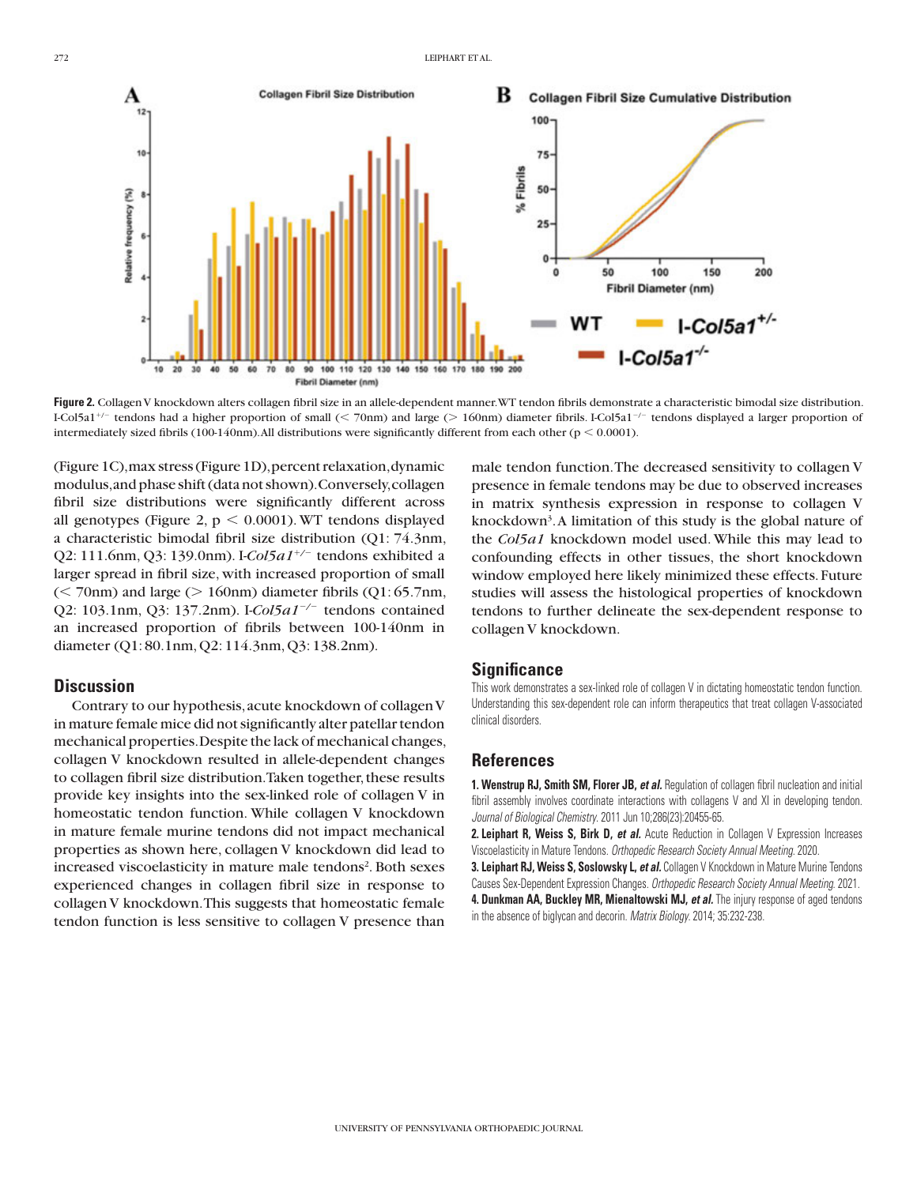A

Collagen Fibril Size Distribution

Relative frequency (%)

12
10
8
6
4
2
0

10 20 30 40 50 60 70 80 90 100 110 120 130 140 150 160 170 180 190 200

Fibril Diameter (nm)

B

Collagen Fibril Size Cumulative Distribution

% Fibrils

100
75
50
25
0

0 50 100 150 200

Fibril Diameter (nm)

WT

I-*Col5a1*$^{+/-}$

I-*Col5a1*$^{-/-}$

**Figure 2.** Collagen V knockdown alters collagen fibril size in an allele-dependent manner. WT tendon fibrils demonstrate a characteristic bimodal size distribution. I-Col5a1$^{+/-}$ tendons had a higher proportion of small ($<$ 70nm) and large ($>$ 160nm) diameter fibrils. I-Col5a1$^{-/-}$ tendons displayed a larger proportion of intermediately sized fibrils (100-140nm). All distributions were significantly different from each other ($p < 0.0001$).

(Figure 1C), max stress (Figure 1D), percent relaxation, dynamic modulus, and phase shift (data not shown). Conversely, collagen fibril size distributions were significantly different across all genotypes (Figure 2, $p < 0.0001$). WT tendons displayed a characteristic bimodal fibril size distribution (Q1: 74.3nm, Q2: 111.6nm, Q3: 139.0nm). I-*Col5a1*$^{+/-}$ tendons exhibited a larger spread in fibril size, with increased proportion of small ($<$ 70nm) and large ($>$ 160nm) diameter fibrils (Q1: 65.7nm, Q2: 103.1nm, Q3: 137.2nm). I-*Col5a1*$^{-/-}$ tendons contained an increased proportion of fibrils between 100-140nm in diameter (Q1: 80.1nm, Q2: 114.3nm, Q3: 138.2nm).

## Discussion

Contrary to our hypothesis, acute knockdown of collagen V in mature female mice did not significantly alter patellar tendon mechanical properties. Despite the lack of mechanical changes, collagen V knockdown resulted in allele-dependent changes to collagen fibril size distribution. Taken together, these results provide key insights into the sex-linked role of collagen V in homeostatic tendon function. While collagen V knockdown in mature female murine tendons did not impact mechanical properties as shown here, collagen V knockdown did lead to increased viscoelasticity in mature male tendons[2]. Both sexes experienced changes in collagen fibril size in response to collagen V knockdown. This suggests that homeostatic female tendon function is less sensitive to collagen V presence than male tendon function. The decreased sensitivity to collagen V presence in female tendons may be due to observed increases in matrix synthesis expression in response to collagen V knockdown[3]. A limitation of this study is the global nature of the *Col5a1* knockdown model used. While this may lead to confounding effects in other tissues, the short knockdown window employed here likely minimized these effects. Future studies will assess the histological properties of knockdown tendons to further delineate the sex-dependent response to collagen V knockdown.

## Significance

This work demonstrates a sex-linked role of collagen V in dictating homeostatic tendon function. Understanding this sex-dependent role can inform therapeutics that treat collagen V-associated clinical disorders.

## References

**1. Wenstrup RJ, Smith SM, Florer JB, *et al.*** Regulation of collagen fibril nucleation and initial fibril assembly involves coordinate interactions with collagens V and XI in developing tendon. *Journal of Biological Chemistry.* 2011 Jun 10;286(23):20455-65.

**2. Leiphart R, Weiss S, Birk D, *et al.*** Acute Reduction in Collagen V Expression Increases Viscoelasticity in Mature Tendons. *Orthopedic Research Society Annual Meeting.* 2020.

**3. Leiphart RJ, Weiss S, Soslowsky L, *et al.*** Collagen V Knockdown in Mature Murine Tendons Causes Sex-Dependent Expression Changes. *Orthopedic Research Society Annual Meeting.* 2021.

**4. Dunkman AA, Buckley MR, Mienaltowski MJ, *et al.*** The injury response of aged tendons in the absence of biglycan and decorin. *Matrix Biology.* 2014; 35:232-238.